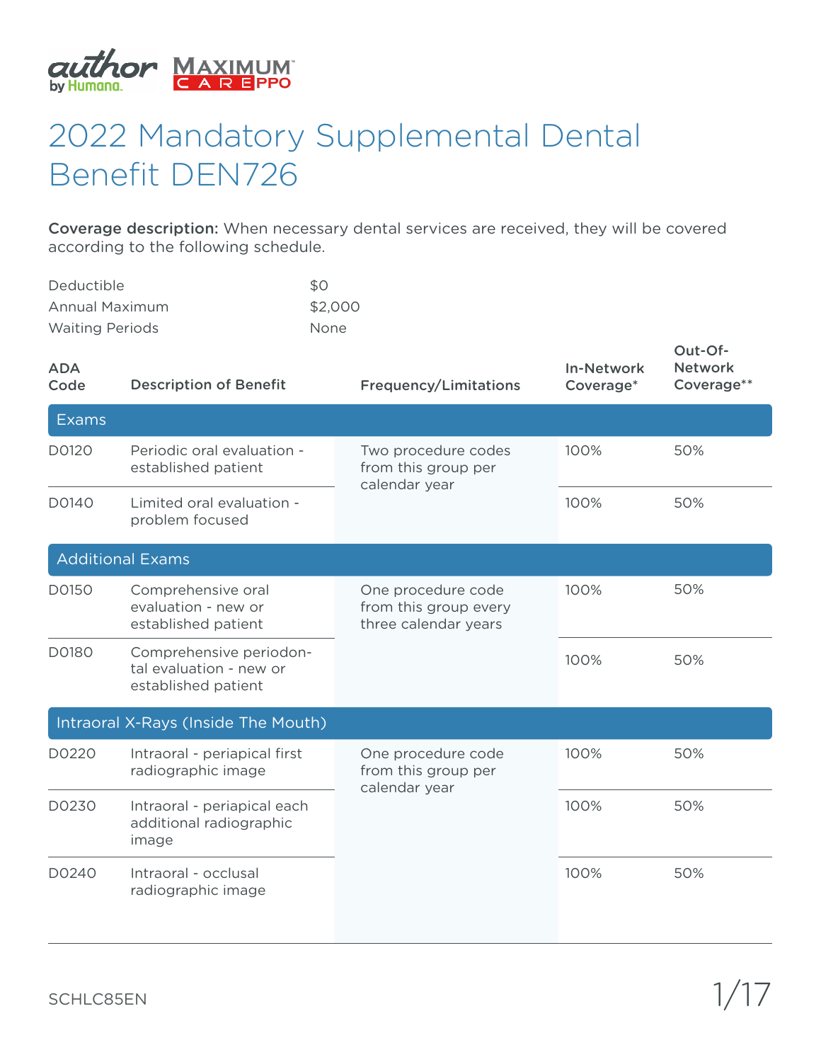# 2022 Mandatory Supplemental Dental Benefit DEN726

**Coverage description:** When necessary dental services are received, they will be covered according to the following schedule.

| | |
|---|---|
| Deductible | $0 |
| Annual Maximum | $2,000 |
| Waiting Periods | None |

| ADA Code | Description of Benefit | Frequency/Limitations | In-Network Coverage* | Out-Of-Network Coverage** |
|---|---|---|---|---|
| **Exams** | | | | |
| D0120 | Periodic oral evaluation - established patient | Two procedure codes from this group per calendar year | 100% | 50% |
| D0140 | Limited oral evaluation - problem focused | | 100% | 50% |
| **Additional Exams** | | | | |
| D0150 | Comprehensive oral evaluation - new or established patient | One procedure code from this group every three calendar years | 100% | 50% |
| D0180 | Comprehensive periodontal evaluation - new or established patient | | 100% | 50% |
| **Intraoral X-Rays (Inside The Mouth)** | | | | |
| D0220 | Intraoral - periapical first radiographic image | One procedure code from this group per calendar year | 100% | 50% |
| D0230 | Intraoral - periapical each additional radiographic image | | 100% | 50% |
| D0240 | Intraoral - occlusal radiographic image | | 100% | 50% |

SCHLC85EN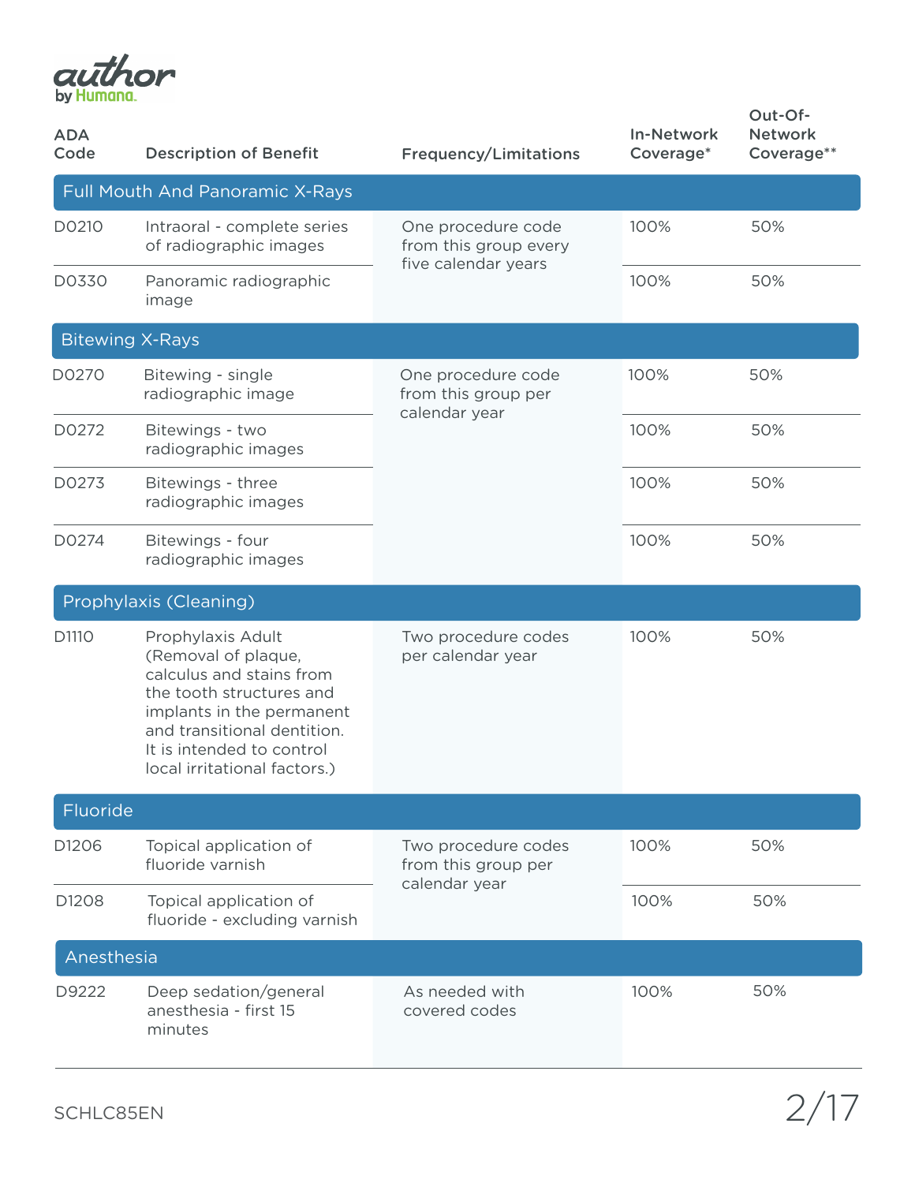| ADA Code | Description of Benefit | Frequency/Limitations | In-Network Coverage* | Out-Of-Network Coverage** |
|---|---|---|---|---|
| **Full Mouth And Panoramic X-Rays** | | | | |
| D0210 | Intraoral - complete series of radiographic images | One procedure code from this group every five calendar years | 100% | 50% |
| D0330 | Panoramic radiographic image | | 100% | 50% |
| **Bitewing X-Rays** | | | | |
| D0270 | Bitewing - single radiographic image | One procedure code from this group per calendar year | 100% | 50% |
| D0272 | Bitewings - two radiographic images | | 100% | 50% |
| D0273 | Bitewings - three radiographic images | | 100% | 50% |
| D0274 | Bitewings - four radiographic images | | 100% | 50% |
| **Prophylaxis (Cleaning)** | | | | |
| D1110 | Prophylaxis Adult (Removal of plaque, calculus and stains from the tooth structures and implants in the permanent and transitional dentition. It is intended to control local irritational factors.) | Two procedure codes per calendar year | 100% | 50% |
| **Fluoride** | | | | |
| D1206 | Topical application of fluoride varnish | Two procedure codes from this group per calendar year | 100% | 50% |
| D1208 | Topical application of fluoride - excluding varnish | | 100% | 50% |
| **Anesthesia** | | | | |
| D9222 | Deep sedation/general anesthesia - first 15 minutes | As needed with covered codes | 100% | 50% |

SCHLC85EN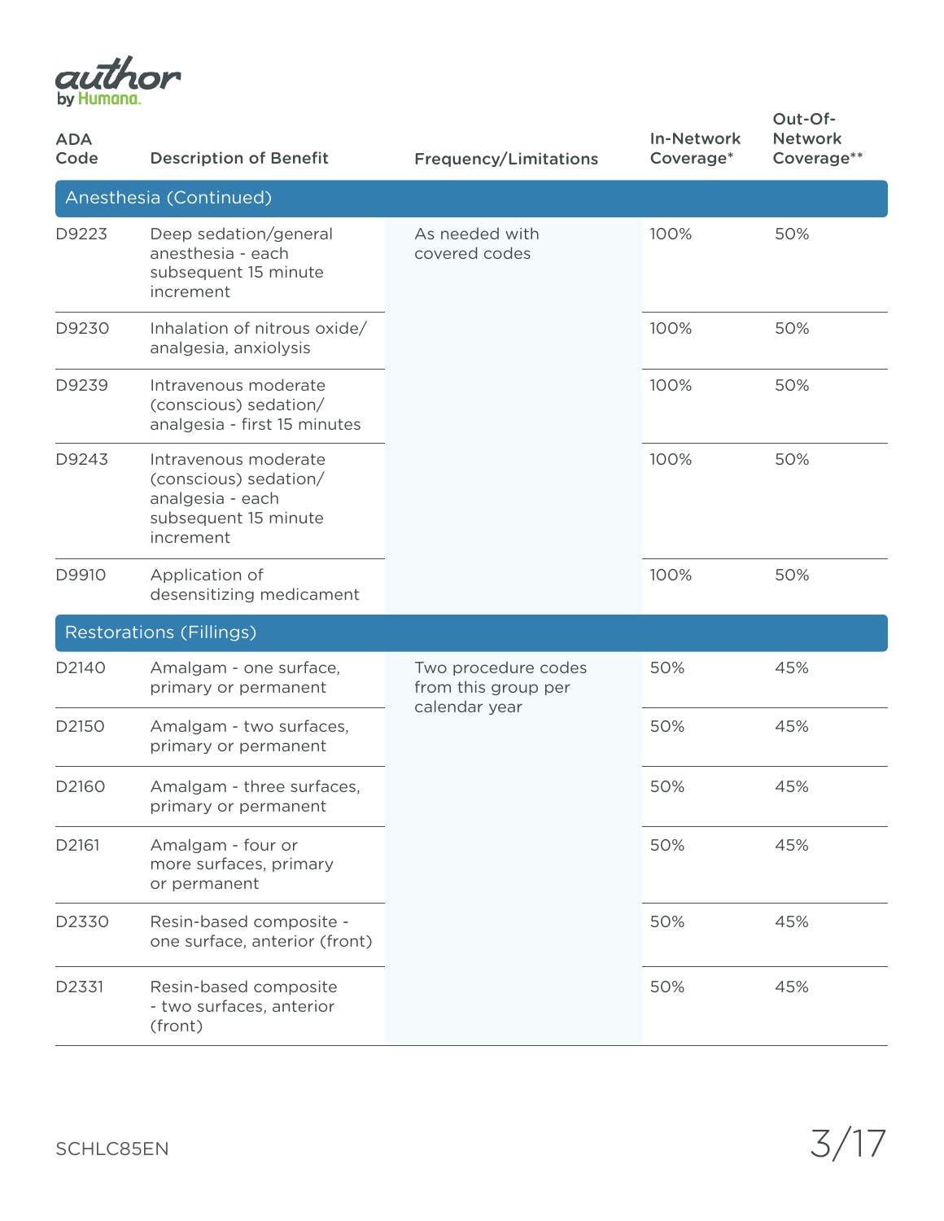| ADA Code | Description of Benefit | Frequency/Limitations | In-Network Coverage* | Out-Of-Network Coverage** |
|---|---|---|---|---|
| **Anesthesia (Continued)** | | | | |
| D9223 | Deep sedation/general anesthesia - each subsequent 15 minute increment | As needed with covered codes | 100% | 50% |
| D9230 | Inhalation of nitrous oxide/ analgesia, anxiolysis | | 100% | 50% |
| D9239 | Intravenous moderate (conscious) sedation/ analgesia - first 15 minutes | | 100% | 50% |
| D9243 | Intravenous moderate (conscious) sedation/ analgesia - each subsequent 15 minute increment | | 100% | 50% |
| D9910 | Application of desensitizing medicament | | 100% | 50% |
| **Restorations (Fillings)** | | | | |
| D2140 | Amalgam - one surface, primary or permanent | Two procedure codes from this group per calendar year | 50% | 45% |
| D2150 | Amalgam - two surfaces, primary or permanent | | 50% | 45% |
| D2160 | Amalgam - three surfaces, primary or permanent | | 50% | 45% |
| D2161 | Amalgam - four or more surfaces, primary or permanent | | 50% | 45% |
| D2330 | Resin-based composite - one surface, anterior (front) | | 50% | 45% |
| D2331 | Resin-based composite - two surfaces, anterior (front) | | 50% | 45% |

SCHLC85EN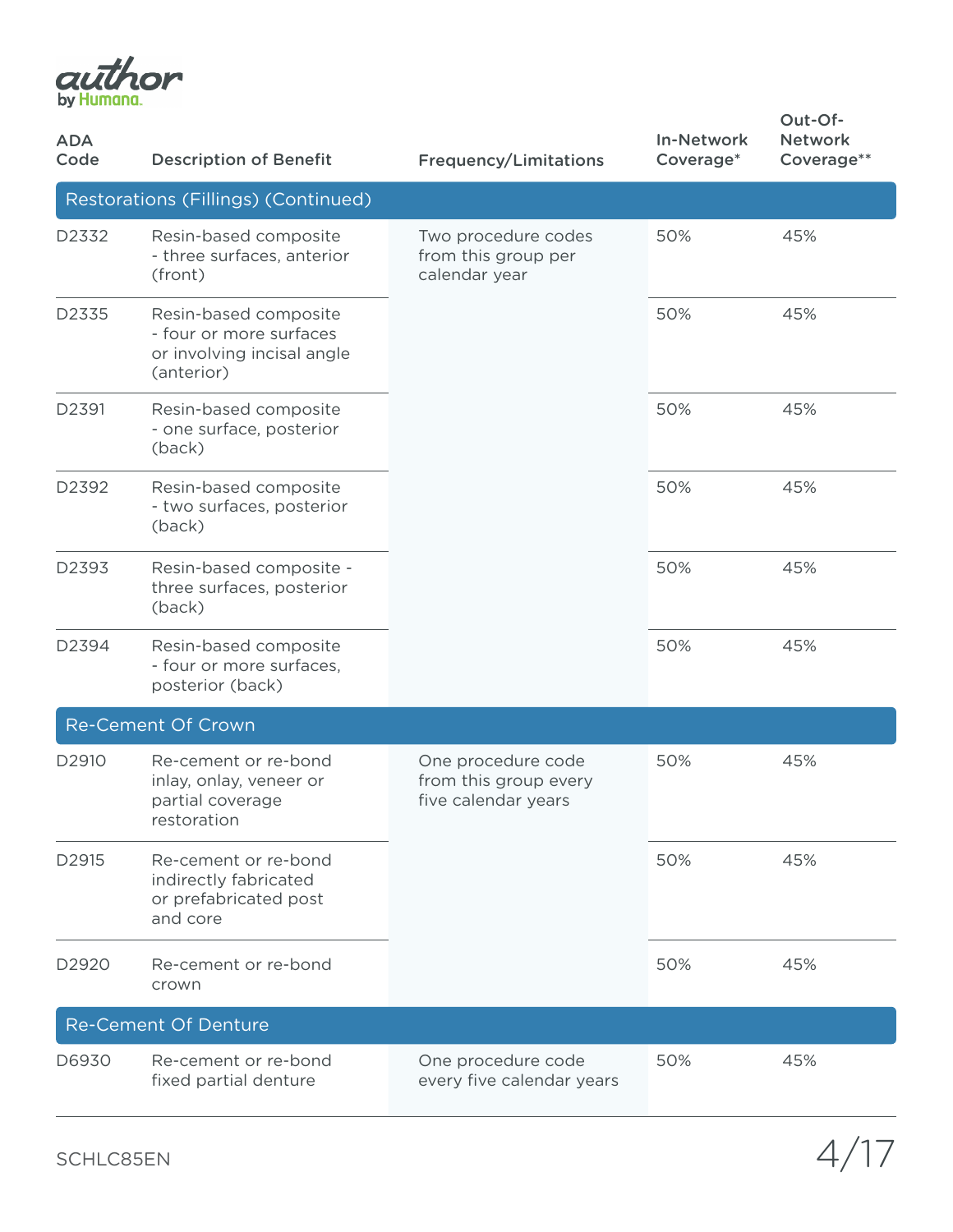| ADA Code | Description of Benefit | Frequency/Limitations | In-Network Coverage* | Out-Of-Network Coverage** |
|---|---|---|---|---|
| **Restorations (Fillings) (Continued)** | | | | |
| D2332 | Resin-based composite - three surfaces, anterior (front) | Two procedure codes from this group per calendar year | 50% | 45% |
| D2335 | Resin-based composite - four or more surfaces or involving incisal angle (anterior) | | 50% | 45% |
| D2391 | Resin-based composite - one surface, posterior (back) | | 50% | 45% |
| D2392 | Resin-based composite - two surfaces, posterior (back) | | 50% | 45% |
| D2393 | Resin-based composite - three surfaces, posterior (back) | | 50% | 45% |
| D2394 | Resin-based composite - four or more surfaces, posterior (back) | | 50% | 45% |
| **Re-Cement Of Crown** | | | | |
| D2910 | Re-cement or re-bond inlay, onlay, veneer or partial coverage restoration | One procedure code from this group every five calendar years | 50% | 45% |
| D2915 | Re-cement or re-bond indirectly fabricated or prefabricated post and core | | 50% | 45% |
| D2920 | Re-cement or re-bond crown | | 50% | 45% |
| **Re-Cement Of Denture** | | | | |
| D6930 | Re-cement or re-bond fixed partial denture | One procedure code every five calendar years | 50% | 45% |

SCHLC85EN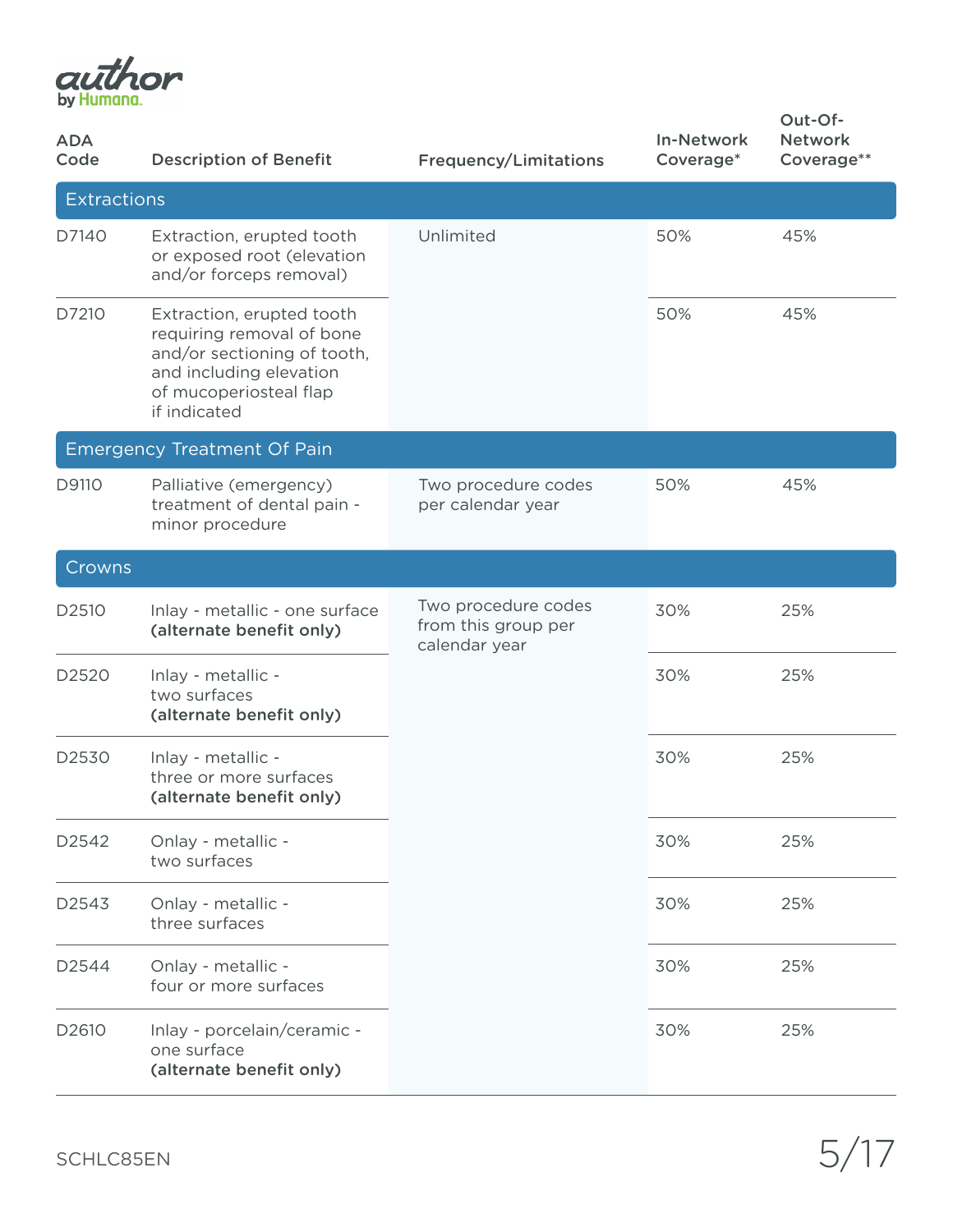| ADA Code | Description of Benefit | Frequency/Limitations | In-Network Coverage* | Out-Of-Network Coverage** |
|---|---|---|---|---|
| **Extractions** | | | | |
| D7140 | Extraction, erupted tooth or exposed root (elevation and/or forceps removal) | Unlimited | 50% | 45% |
| D7210 | Extraction, erupted tooth requiring removal of bone and/or sectioning of tooth, and including elevation of mucoperiosteal flap if indicated | | 50% | 45% |
| **Emergency Treatment Of Pain** | | | | |
| D9110 | Palliative (emergency) treatment of dental pain - minor procedure | Two procedure codes per calendar year | 50% | 45% |
| **Crowns** | | | | |
| D2510 | Inlay - metallic - one surface **(alternate benefit only)** | Two procedure codes from this group per calendar year | 30% | 25% |
| D2520 | Inlay - metallic - two surfaces **(alternate benefit only)** | | 30% | 25% |
| D2530 | Inlay - metallic - three or more surfaces **(alternate benefit only)** | | 30% | 25% |
| D2542 | Onlay - metallic - two surfaces | | 30% | 25% |
| D2543 | Onlay - metallic - three surfaces | | 30% | 25% |
| D2544 | Onlay - metallic - four or more surfaces | | 30% | 25% |
| D2610 | Inlay - porcelain/ceramic - one surface **(alternate benefit only)** | | 30% | 25% |

SCHLC85EN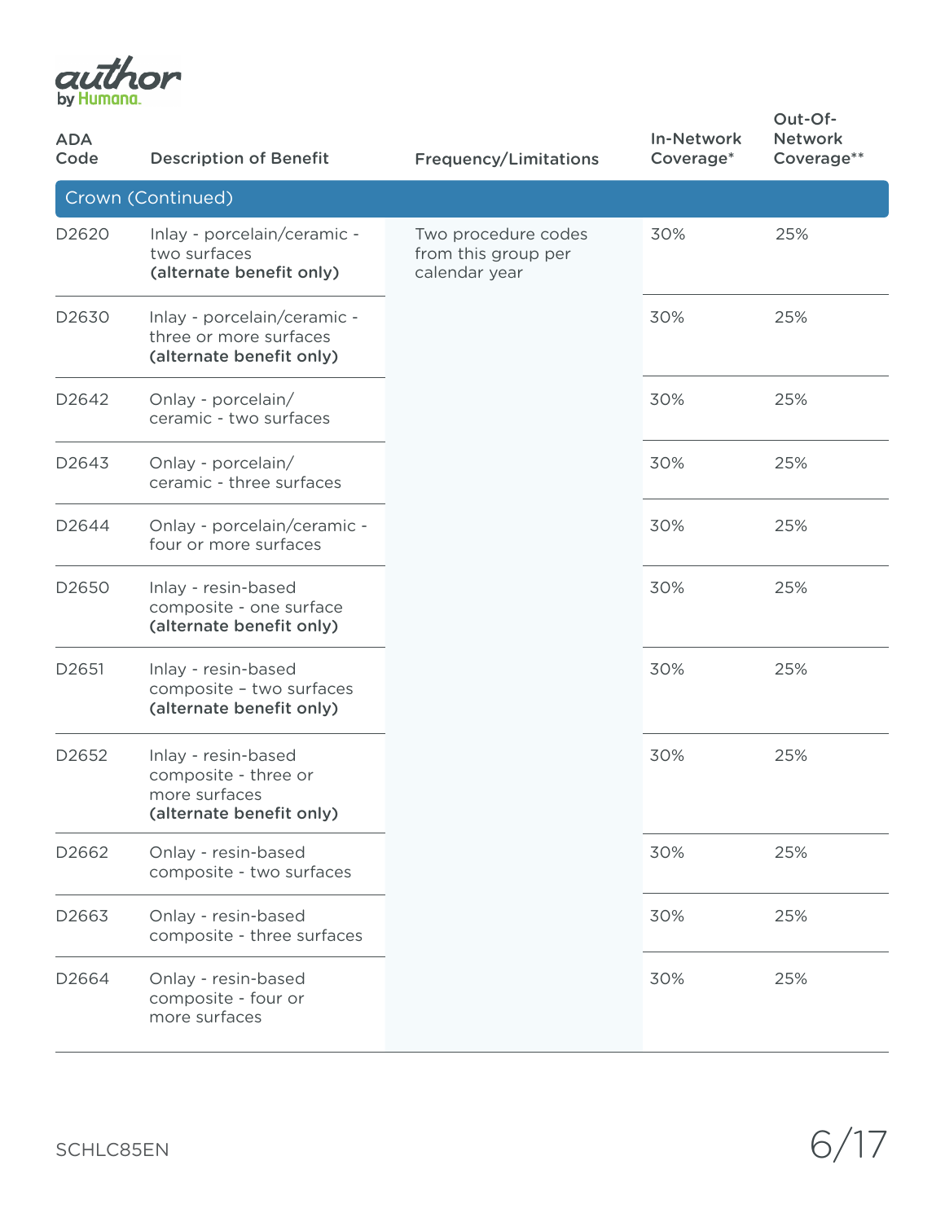| ADA Code | Description of Benefit | Frequency/Limitations | In-Network Coverage* | Out-Of-Network Coverage** |
|---|---|---|---|---|
| **Crown (Continued)** | | | | |
| D2620 | Inlay - porcelain/ceramic - two surfaces **(alternate benefit only)** | Two procedure codes from this group per calendar year | 30% | 25% |
| D2630 | Inlay - porcelain/ceramic - three or more surfaces **(alternate benefit only)** | | 30% | 25% |
| D2642 | Onlay - porcelain/ ceramic - two surfaces | | 30% | 25% |
| D2643 | Onlay - porcelain/ ceramic - three surfaces | | 30% | 25% |
| D2644 | Onlay - porcelain/ceramic - four or more surfaces | | 30% | 25% |
| D2650 | Inlay - resin-based composite - one surface **(alternate benefit only)** | | 30% | 25% |
| D2651 | Inlay - resin-based composite – two surfaces **(alternate benefit only)** | | 30% | 25% |
| D2652 | Inlay - resin-based composite - three or more surfaces **(alternate benefit only)** | | 30% | 25% |
| D2662 | Onlay - resin-based composite - two surfaces | | 30% | 25% |
| D2663 | Onlay - resin-based composite - three surfaces | | 30% | 25% |
| D2664 | Onlay - resin-based composite - four or more surfaces | | 30% | 25% |

SCHLC85EN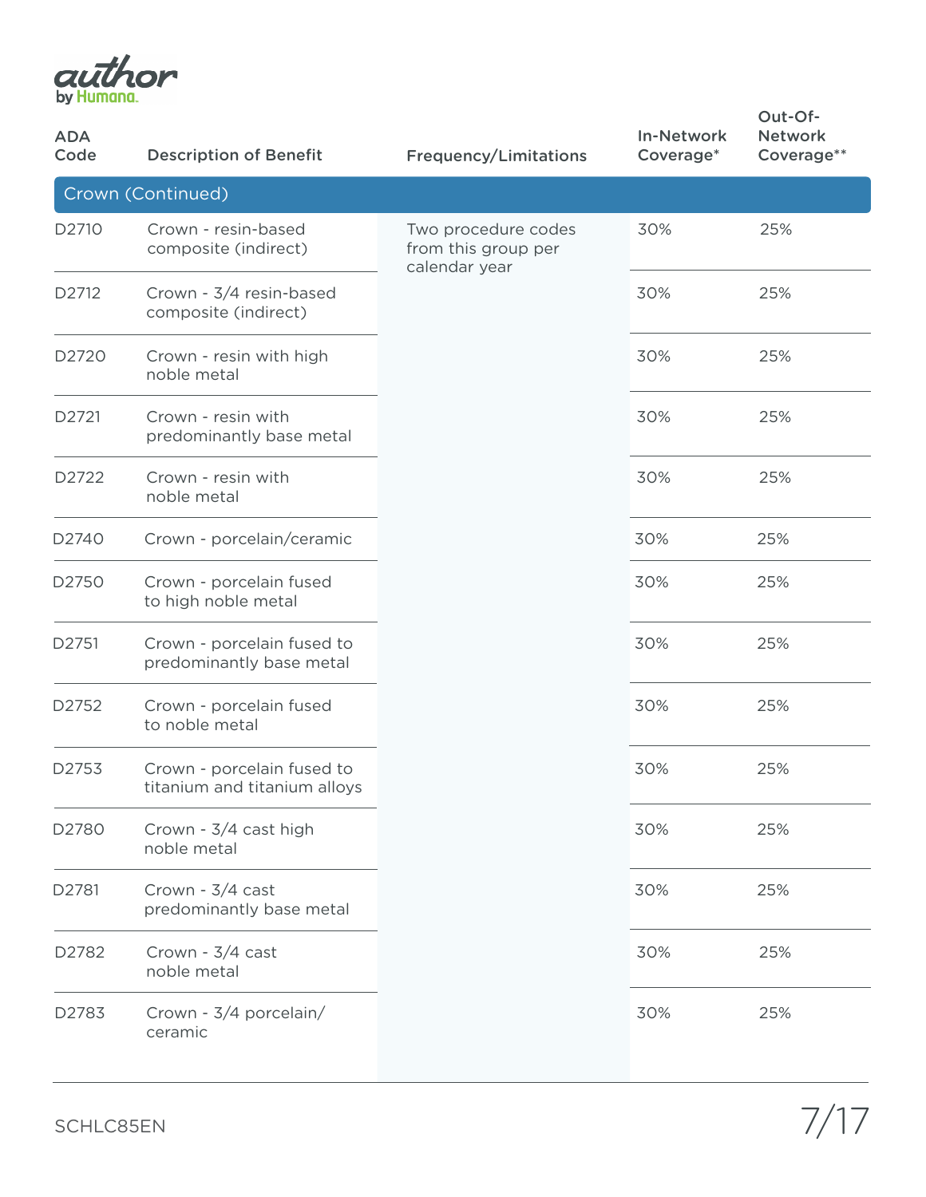| ADA Code | Description of Benefit | Frequency/Limitations | In-Network Coverage* | Out-Of-Network Coverage** |
|---|---|---|---|---|
| **Crown (Continued)** | | | | |
| D2710 | Crown - resin-based composite (indirect) | Two procedure codes from this group per calendar year | 30% | 25% |
| D2712 | Crown - 3/4 resin-based composite (indirect) | | 30% | 25% |
| D2720 | Crown - resin with high noble metal | | 30% | 25% |
| D2721 | Crown - resin with predominantly base metal | | 30% | 25% |
| D2722 | Crown - resin with noble metal | | 30% | 25% |
| D2740 | Crown - porcelain/ceramic | | 30% | 25% |
| D2750 | Crown - porcelain fused to high noble metal | | 30% | 25% |
| D2751 | Crown - porcelain fused to predominantly base metal | | 30% | 25% |
| D2752 | Crown - porcelain fused to noble metal | | 30% | 25% |
| D2753 | Crown - porcelain fused to titanium and titanium alloys | | 30% | 25% |
| D2780 | Crown - 3/4 cast high noble metal | | 30% | 25% |
| D2781 | Crown - 3/4 cast predominantly base metal | | 30% | 25% |
| D2782 | Crown - 3/4 cast noble metal | | 30% | 25% |
| D2783 | Crown - 3/4 porcelain/ ceramic | | 30% | 25% |

SCHLC85EN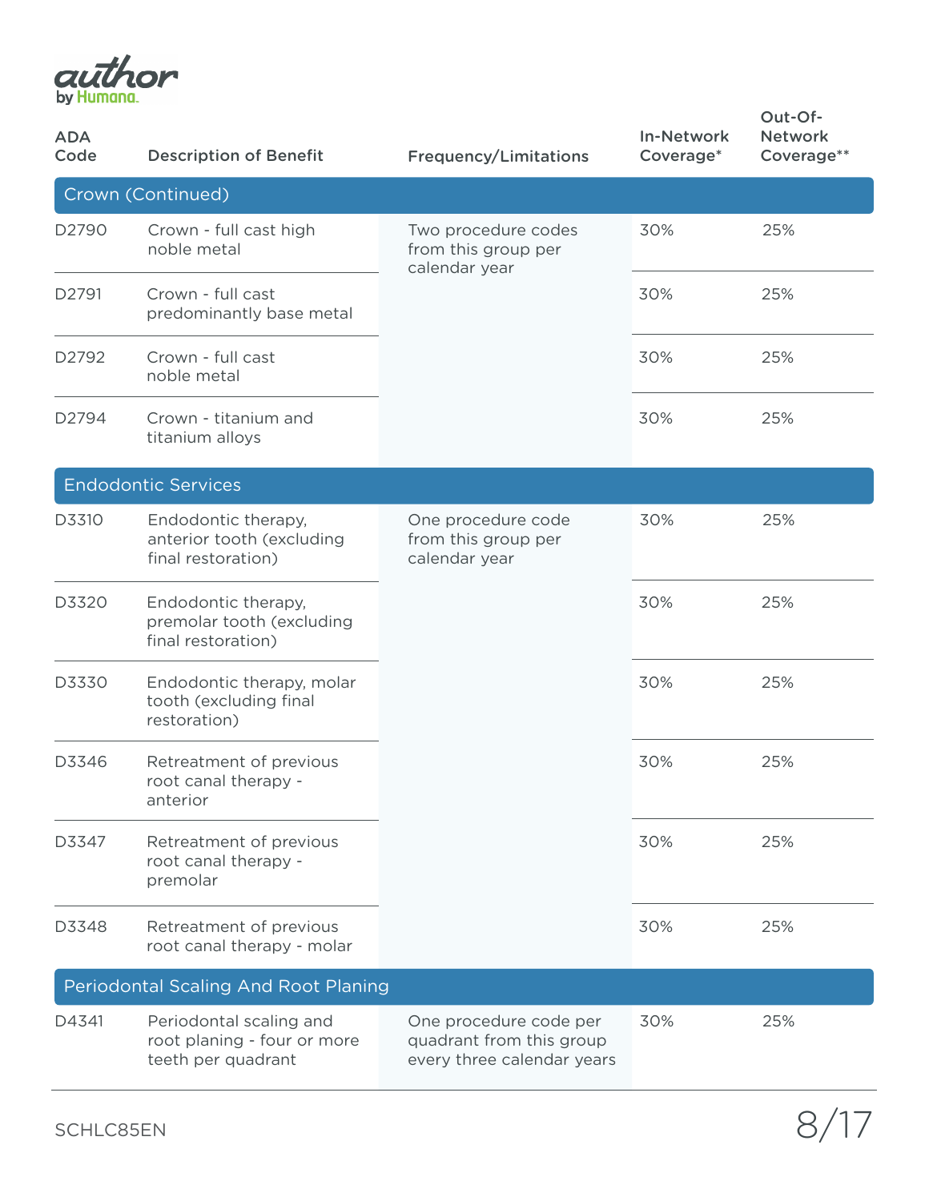| ADA Code | Description of Benefit | Frequency/Limitations | In-Network Coverage* | Out-Of-Network Coverage** |
|---|---|---|---|---|
| **Crown (Continued)** | | | | |
| D2790 | Crown - full cast high noble metal | Two procedure codes from this group per calendar year | 30% | 25% |
| D2791 | Crown - full cast predominantly base metal | | 30% | 25% |
| D2792 | Crown - full cast noble metal | | 30% | 25% |
| D2794 | Crown - titanium and titanium alloys | | 30% | 25% |
| **Endodontic Services** | | | | |
| D3310 | Endodontic therapy, anterior tooth (excluding final restoration) | One procedure code from this group per calendar year | 30% | 25% |
| D3320 | Endodontic therapy, premolar tooth (excluding final restoration) | | 30% | 25% |
| D3330 | Endodontic therapy, molar tooth (excluding final restoration) | | 30% | 25% |
| D3346 | Retreatment of previous root canal therapy - anterior | | 30% | 25% |
| D3347 | Retreatment of previous root canal therapy - premolar | | 30% | 25% |
| D3348 | Retreatment of previous root canal therapy - molar | | 30% | 25% |
| **Periodontal Scaling And Root Planing** | | | | |
| D4341 | Periodontal scaling and root planing - four or more teeth per quadrant | One procedure code per quadrant from this group every three calendar years | 30% | 25% |

SCHLC85EN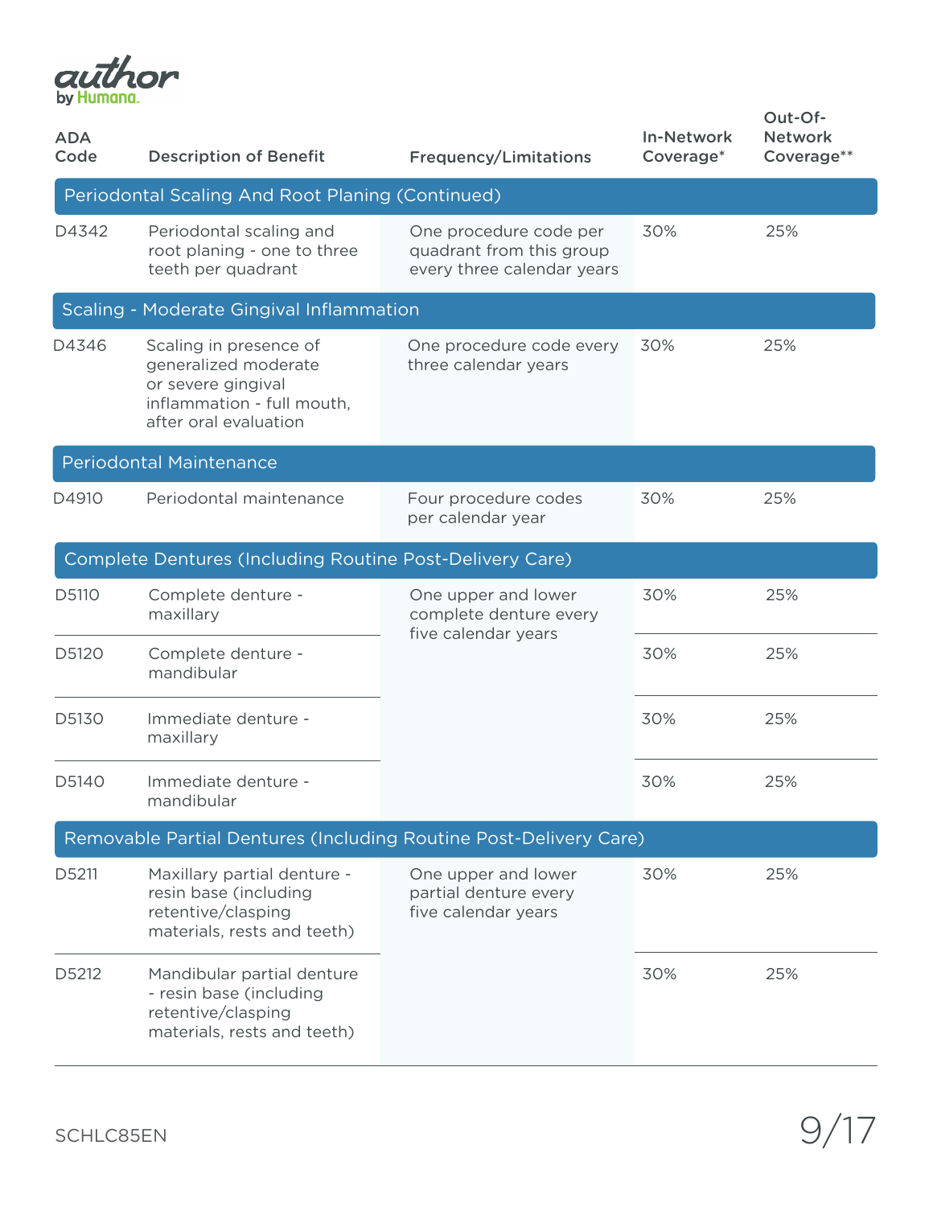| ADA Code | Description of Benefit | Frequency/Limitations | In-Network Coverage* | Out-Of-Network Coverage** |
|---|---|---|---|---|
| **Periodontal Scaling And Root Planing (Continued)** | | | | |
| D4342 | Periodontal scaling and root planing - one to three teeth per quadrant | One procedure code per quadrant from this group every three calendar years | 30% | 25% |
| **Scaling - Moderate Gingival Inflammation** | | | | |
| D4346 | Scaling in presence of generalized moderate or severe gingival inflammation - full mouth, after oral evaluation | One procedure code every three calendar years | 30% | 25% |
| **Periodontal Maintenance** | | | | |
| D4910 | Periodontal maintenance | Four procedure codes per calendar year | 30% | 25% |
| **Complete Dentures (Including Routine Post-Delivery Care)** | | | | |
| D5110 | Complete denture - maxillary | One upper and lower complete denture every five calendar years | 30% | 25% |
| D5120 | Complete denture - mandibular | | 30% | 25% |
| D5130 | Immediate denture - maxillary | | 30% | 25% |
| D5140 | Immediate denture - mandibular | | 30% | 25% |
| **Removable Partial Dentures (Including Routine Post-Delivery Care)** | | | | |
| D5211 | Maxillary partial denture - resin base (including retentive/clasping materials, rests and teeth) | One upper and lower partial denture every five calendar years | 30% | 25% |
| D5212 | Mandibular partial denture - resin base (including retentive/clasping materials, rests and teeth) | | 30% | 25% |

SCHLC85EN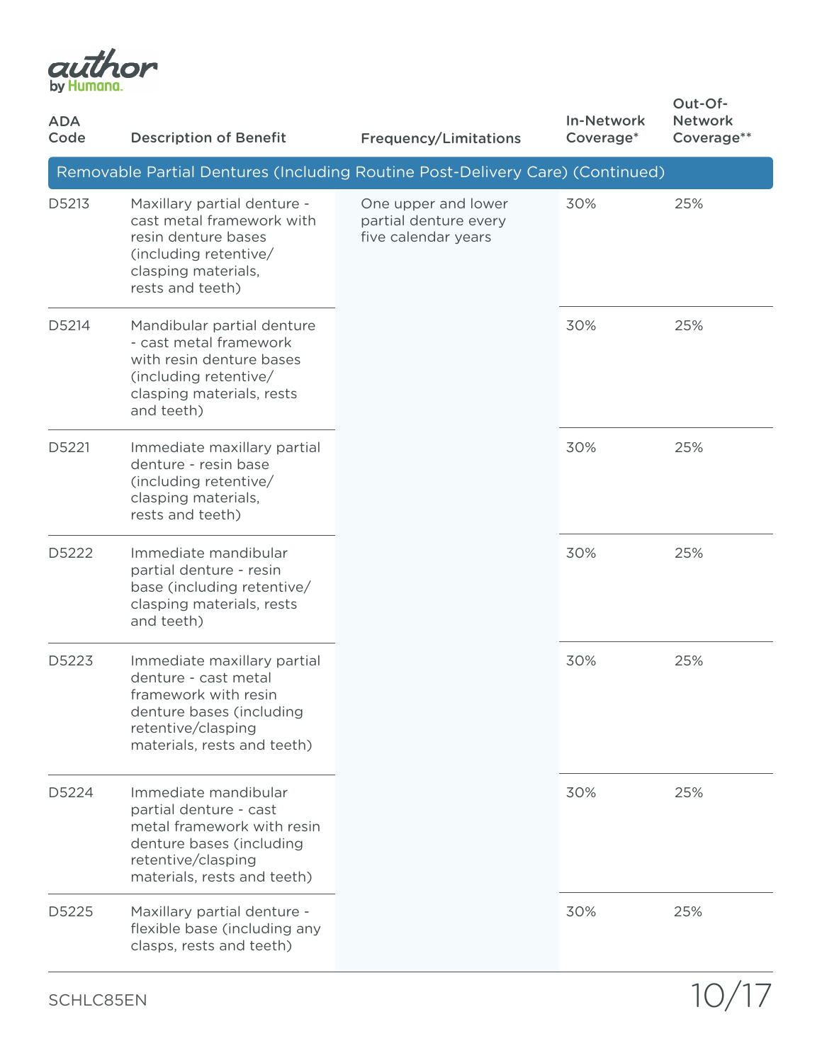| ADA Code | Description of Benefit | Frequency/Limitations | In-Network Coverage* | Out-Of-Network Coverage** |
|---|---|---|---|---|
| Removable Partial Dentures (Including Routine Post-Delivery Care) (Continued) | | | | |
| D5213 | Maxillary partial denture - cast metal framework with resin denture bases (including retentive/clasping materials, rests and teeth) | One upper and lower partial denture every five calendar years | 30% | 25% |
| D5214 | Mandibular partial denture - cast metal framework with resin denture bases (including retentive/clasping materials, rests and teeth) | | 30% | 25% |
| D5221 | Immediate maxillary partial denture - resin base (including retentive/clasping materials, rests and teeth) | | 30% | 25% |
| D5222 | Immediate mandibular partial denture - resin base (including retentive/clasping materials, rests and teeth) | | 30% | 25% |
| D5223 | Immediate maxillary partial denture - cast metal framework with resin denture bases (including retentive/clasping materials, rests and teeth) | | 30% | 25% |
| D5224 | Immediate mandibular partial denture - cast metal framework with resin denture bases (including retentive/clasping materials, rests and teeth) | | 30% | 25% |
| D5225 | Maxillary partial denture - flexible base (including any clasps, rests and teeth) | | 30% | 25% |

SCHLC85EN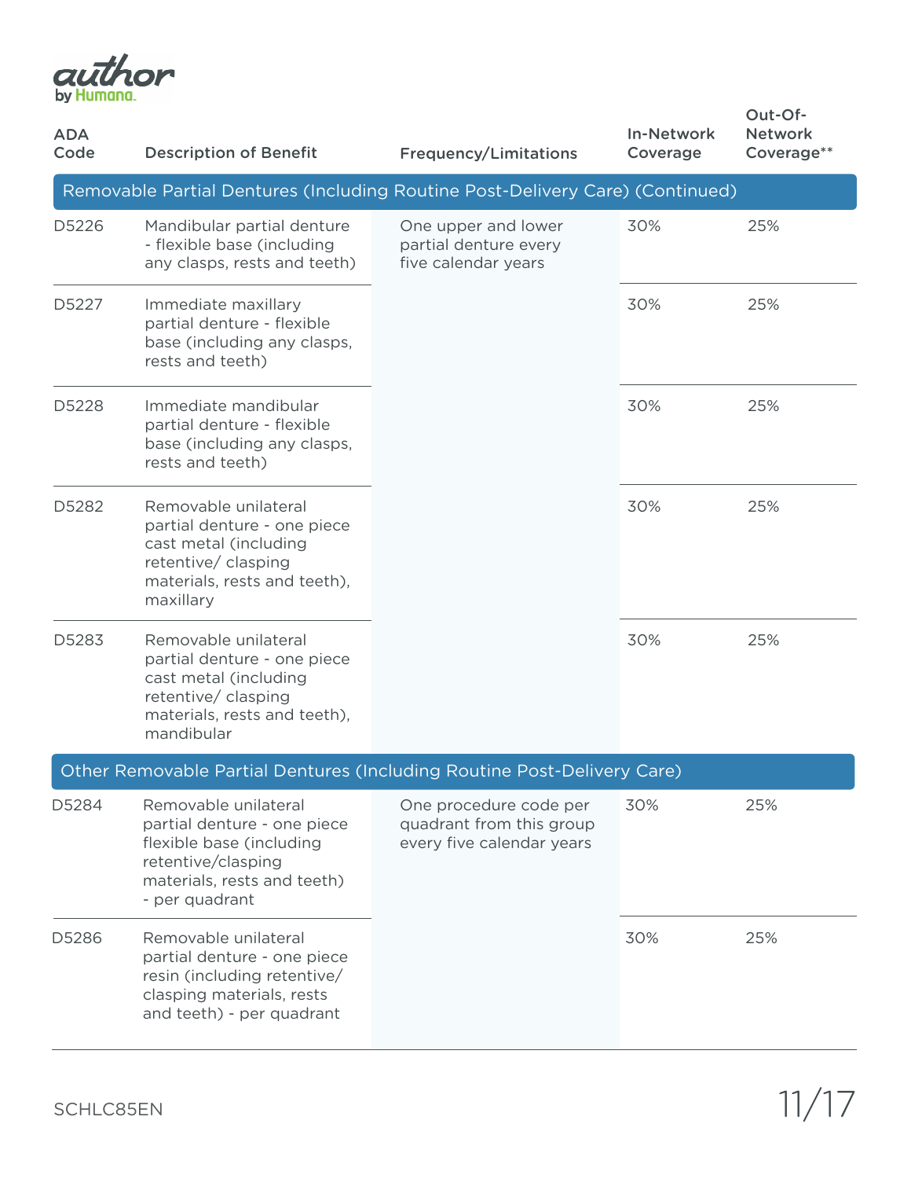| ADA Code | Description of Benefit | Frequency/Limitations | In-Network Coverage | Out-Of-Network Coverage** |
|---|---|---|---|---|
| **Removable Partial Dentures (Including Routine Post-Delivery Care) (Continued)** | | | | |
| D5226 | Mandibular partial denture - flexible base (including any clasps, rests and teeth) | One upper and lower partial denture every five calendar years | 30% | 25% |
| D5227 | Immediate maxillary partial denture - flexible base (including any clasps, rests and teeth) | | 30% | 25% |
| D5228 | Immediate mandibular partial denture - flexible base (including any clasps, rests and teeth) | | 30% | 25% |
| D5282 | Removable unilateral partial denture - one piece cast metal (including retentive/ clasping materials, rests and teeth), maxillary | | 30% | 25% |
| D5283 | Removable unilateral partial denture - one piece cast metal (including retentive/ clasping materials, rests and teeth), mandibular | | 30% | 25% |
| **Other Removable Partial Dentures (Including Routine Post-Delivery Care)** | | | | |
| D5284 | Removable unilateral partial denture - one piece flexible base (including retentive/clasping materials, rests and teeth) - per quadrant | One procedure code per quadrant from this group every five calendar years | 30% | 25% |
| D5286 | Removable unilateral partial denture - one piece resin (including retentive/ clasping materials, rests and teeth) - per quadrant | | 30% | 25% |

SCHLC85EN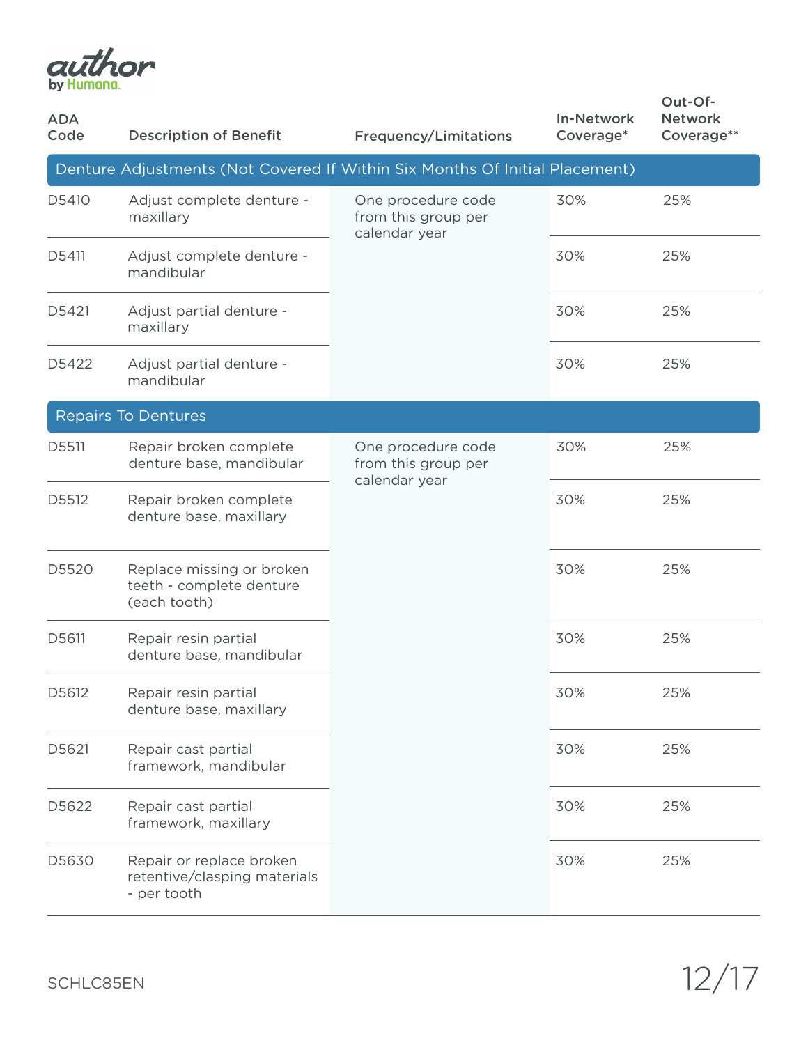author by Humana

| ADA Code | Description of Benefit | Frequency/Limitations | In-Network Coverage* | Out-Of-Network Coverage** |
|---|---|---|---|---|
| **Denture Adjustments (Not Covered If Within Six Months Of Initial Placement)** | | | | |
| D5410 | Adjust complete denture - maxillary | One procedure code from this group per calendar year | 30% | 25% |
| D5411 | Adjust complete denture - mandibular | | 30% | 25% |
| D5421 | Adjust partial denture - maxillary | | 30% | 25% |
| D5422 | Adjust partial denture - mandibular | | 30% | 25% |
| **Repairs To Dentures** | | | | |
| D5511 | Repair broken complete denture base, mandibular | One procedure code from this group per calendar year | 30% | 25% |
| D5512 | Repair broken complete denture base, maxillary | | 30% | 25% |
| D5520 | Replace missing or broken teeth - complete denture (each tooth) | | 30% | 25% |
| D5611 | Repair resin partial denture base, mandibular | | 30% | 25% |
| D5612 | Repair resin partial denture base, maxillary | | 30% | 25% |
| D5621 | Repair cast partial framework, mandibular | | 30% | 25% |
| D5622 | Repair cast partial framework, maxillary | | 30% | 25% |
| D5630 | Repair or replace broken retentive/clasping materials - per tooth | | 30% | 25% |

SCHLC85EN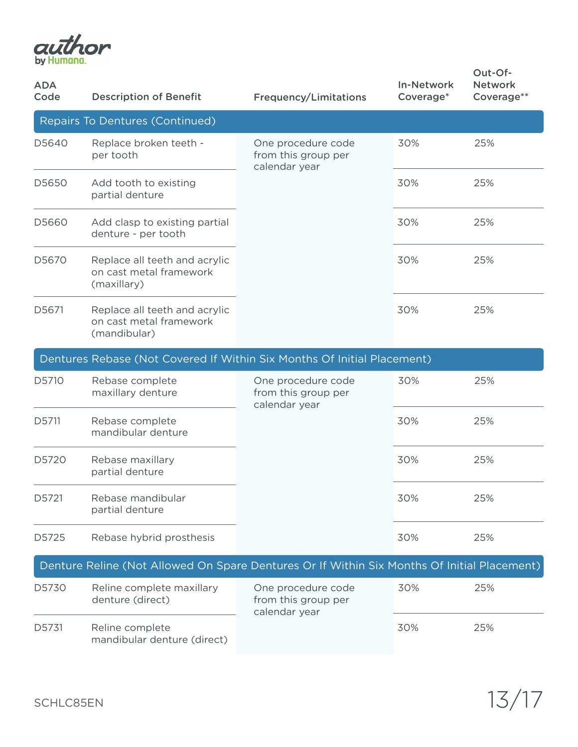| ADA Code | Description of Benefit | Frequency/Limitations | In-Network Coverage* | Out-Of-Network Coverage** |
|---|---|---|---|---|
| **Repairs To Dentures (Continued)** | | | | |
| D5640 | Replace broken teeth - per tooth | One procedure code from this group per calendar year | 30% | 25% |
| D5650 | Add tooth to existing partial denture | | 30% | 25% |
| D5660 | Add clasp to existing partial denture - per tooth | | 30% | 25% |
| D5670 | Replace all teeth and acrylic on cast metal framework (maxillary) | | 30% | 25% |
| D5671 | Replace all teeth and acrylic on cast metal framework (mandibular) | | 30% | 25% |
| **Dentures Rebase (Not Covered If Within Six Months Of Initial Placement)** | | | | |
| D5710 | Rebase complete maxillary denture | One procedure code from this group per calendar year | 30% | 25% |
| D5711 | Rebase complete mandibular denture | | 30% | 25% |
| D5720 | Rebase maxillary partial denture | | 30% | 25% |
| D5721 | Rebase mandibular partial denture | | 30% | 25% |
| D5725 | Rebase hybrid prosthesis | | 30% | 25% |
| **Denture Reline (Not Allowed On Spare Dentures Or If Within Six Months Of Initial Placement)** | | | | |
| D5730 | Reline complete maxillary denture (direct) | One procedure code from this group per calendar year | 30% | 25% |
| D5731 | Reline complete mandibular denture (direct) | | 30% | 25% |

SCHLC85EN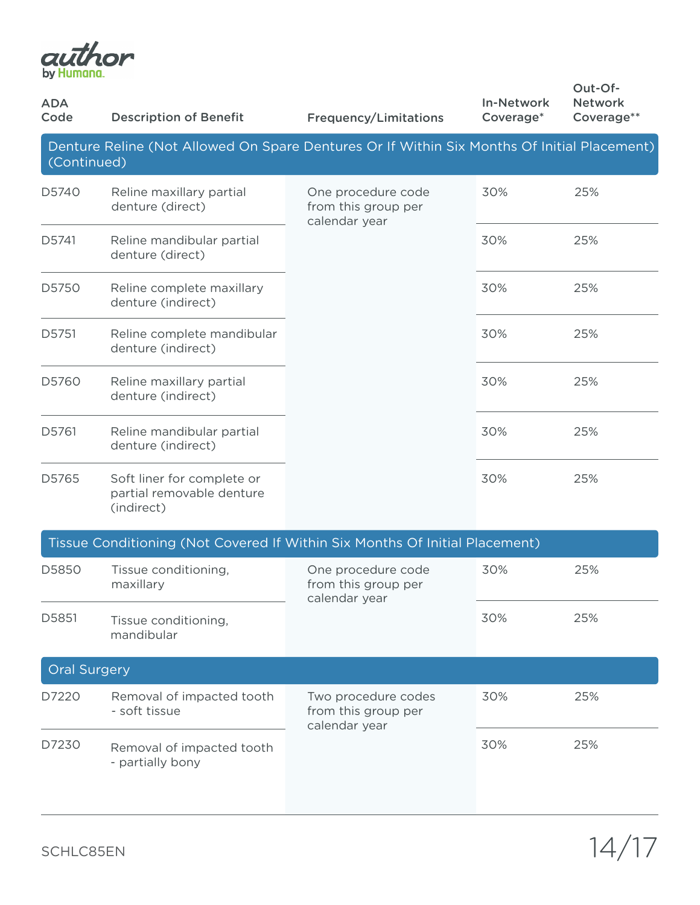| ADA Code | Description of Benefit | Frequency/Limitations | In-Network Coverage* | Out-Of-Network Coverage** |
|---|---|---|---|---|
| **Denture Reline (Not Allowed On Spare Dentures Or If Within Six Months Of Initial Placement) (Continued)** | | | | |
| D5740 | Reline maxillary partial denture (direct) | One procedure code from this group per calendar year | 30% | 25% |
| D5741 | Reline mandibular partial denture (direct) | | 30% | 25% |
| D5750 | Reline complete maxillary denture (indirect) | | 30% | 25% |
| D5751 | Reline complete mandibular denture (indirect) | | 30% | 25% |
| D5760 | Reline maxillary partial denture (indirect) | | 30% | 25% |
| D5761 | Reline mandibular partial denture (indirect) | | 30% | 25% |
| D5765 | Soft liner for complete or partial removable denture (indirect) | | 30% | 25% |
| **Tissue Conditioning (Not Covered If Within Six Months Of Initial Placement)** | | | | |
| D5850 | Tissue conditioning, maxillary | One procedure code from this group per calendar year | 30% | 25% |
| D5851 | Tissue conditioning, mandibular | | 30% | 25% |
| **Oral Surgery** | | | | |
| D7220 | Removal of impacted tooth - soft tissue | Two procedure codes from this group per calendar year | 30% | 25% |
| D7230 | Removal of impacted tooth - partially bony | | 30% | 25% |

SCHLC85EN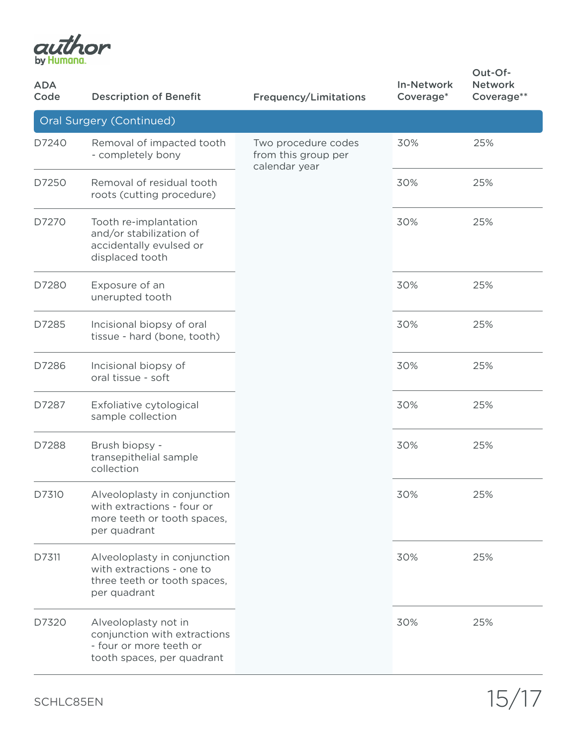| ADA Code | Description of Benefit | Frequency/Limitations | In-Network Coverage* | Out-Of-Network Coverage** |
|---|---|---|---|---|
| **Oral Surgery (Continued)** | | | | |
| D7240 | Removal of impacted tooth - completely bony | Two procedure codes from this group per calendar year | 30% | 25% |
| D7250 | Removal of residual tooth roots (cutting procedure) | | 30% | 25% |
| D7270 | Tooth re-implantation and/or stabilization of accidentally evulsed or displaced tooth | | 30% | 25% |
| D7280 | Exposure of an unerupted tooth | | 30% | 25% |
| D7285 | Incisional biopsy of oral tissue - hard (bone, tooth) | | 30% | 25% |
| D7286 | Incisional biopsy of oral tissue - soft | | 30% | 25% |
| D7287 | Exfoliative cytological sample collection | | 30% | 25% |
| D7288 | Brush biopsy - transepithelial sample collection | | 30% | 25% |
| D7310 | Alveoloplasty in conjunction with extractions - four or more teeth or tooth spaces, per quadrant | | 30% | 25% |
| D7311 | Alveoloplasty in conjunction with extractions - one to three teeth or tooth spaces, per quadrant | | 30% | 25% |
| D7320 | Alveoloplasty not in conjunction with extractions - four or more teeth or tooth spaces, per quadrant | | 30% | 25% |

SCHLC85EN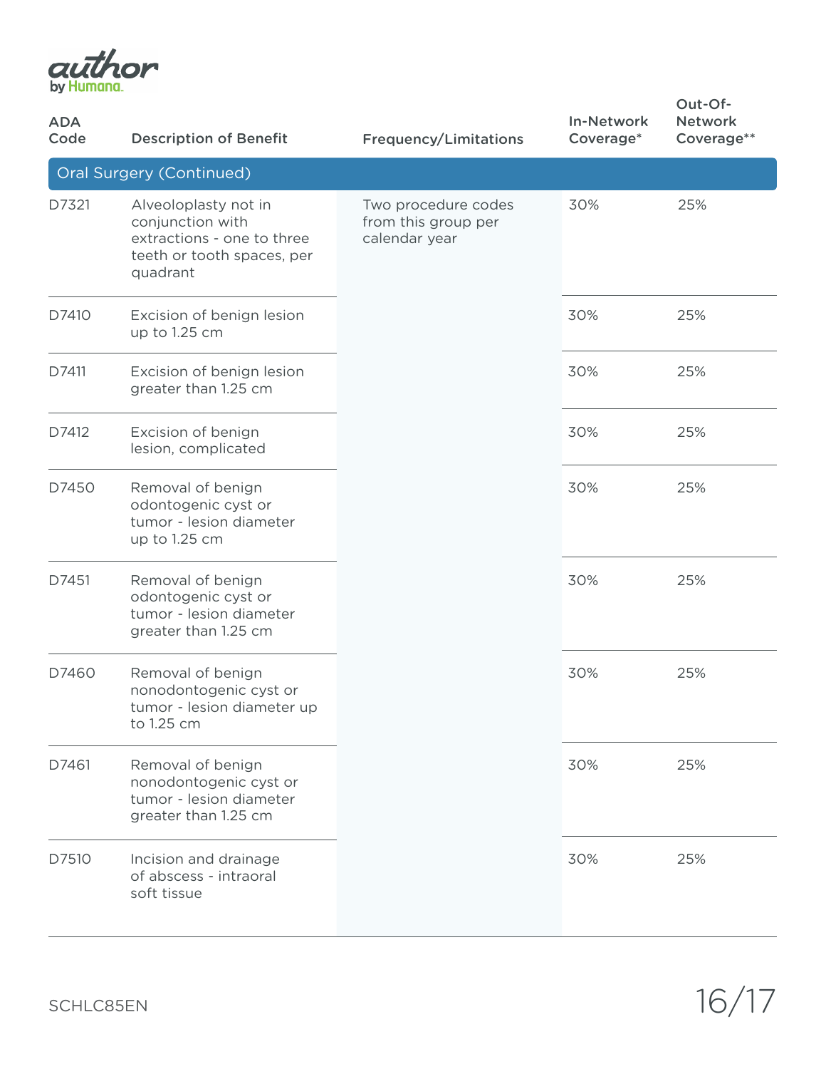| ADA Code | Description of Benefit | Frequency/Limitations | In-Network Coverage* | Out-Of-Network Coverage** |
|---|---|---|---|---|
| **Oral Surgery (Continued)** | | | | |
| D7321 | Alveoloplasty not in conjunction with extractions - one to three teeth or tooth spaces, per quadrant | Two procedure codes from this group per calendar year | 30% | 25% |
| D7410 | Excision of benign lesion up to 1.25 cm | | 30% | 25% |
| D7411 | Excision of benign lesion greater than 1.25 cm | | 30% | 25% |
| D7412 | Excision of benign lesion, complicated | | 30% | 25% |
| D7450 | Removal of benign odontogenic cyst or tumor - lesion diameter up to 1.25 cm | | 30% | 25% |
| D7451 | Removal of benign odontogenic cyst or tumor - lesion diameter greater than 1.25 cm | | 30% | 25% |
| D7460 | Removal of benign nonodontogenic cyst or tumor - lesion diameter up to 1.25 cm | | 30% | 25% |
| D7461 | Removal of benign nonodontogenic cyst or tumor - lesion diameter greater than 1.25 cm | | 30% | 25% |
| D7510 | Incision and drainage of abscess - intraoral soft tissue | | 30% | 25% |

SCHLC85EN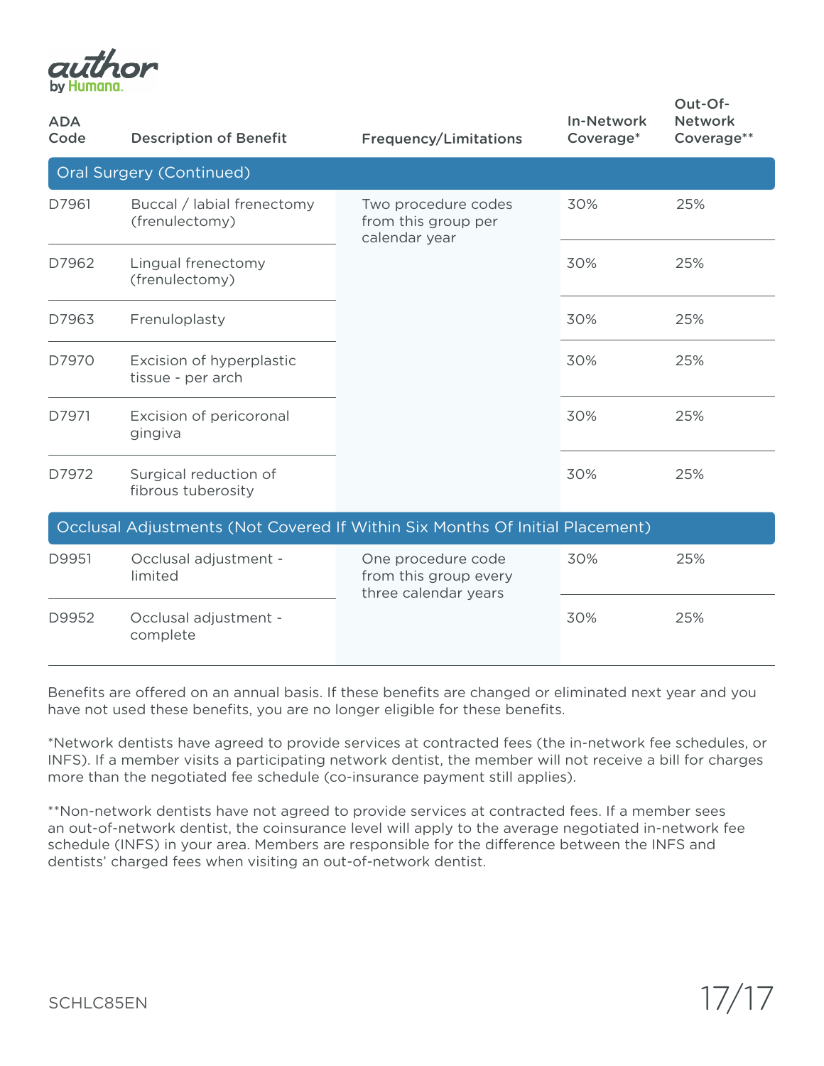| ADA Code | Description of Benefit | Frequency/Limitations | In-Network Coverage* | Out-Of-Network Coverage** |
|---|---|---|---|---|
| **Oral Surgery (Continued)** | | | | |
| D7961 | Buccal / labial frenectomy (frenulectomy) | Two procedure codes from this group per calendar year | 30% | 25% |
| D7962 | Lingual frenectomy (frenulectomy) | | 30% | 25% |
| D7963 | Frenuloplasty | | 30% | 25% |
| D7970 | Excision of hyperplastic tissue - per arch | | 30% | 25% |
| D7971 | Excision of pericoronal gingiva | | 30% | 25% |
| D7972 | Surgical reduction of fibrous tuberosity | | 30% | 25% |
| **Occlusal Adjustments (Not Covered If Within Six Months Of Initial Placement)** | | | | |
| D9951 | Occlusal adjustment - limited | One procedure code from this group every three calendar years | 30% | 25% |
| D9952 | Occlusal adjustment - complete | | 30% | 25% |

Benefits are offered on an annual basis. If these benefits are changed or eliminated next year and you have not used these benefits, you are no longer eligible for these benefits.

*Network dentists have agreed to provide services at contracted fees (the in-network fee schedules, or INFS). If a member visits a participating network dentist, the member will not receive a bill for charges more than the negotiated fee schedule (co-insurance payment still applies).

**Non-network dentists have not agreed to provide services at contracted fees. If a member sees an out-of-network dentist, the coinsurance level will apply to the average negotiated in-network fee schedule (INFS) in your area. Members are responsible for the difference between the INFS and dentists' charged fees when visiting an out-of-network dentist.

SCHLC85EN